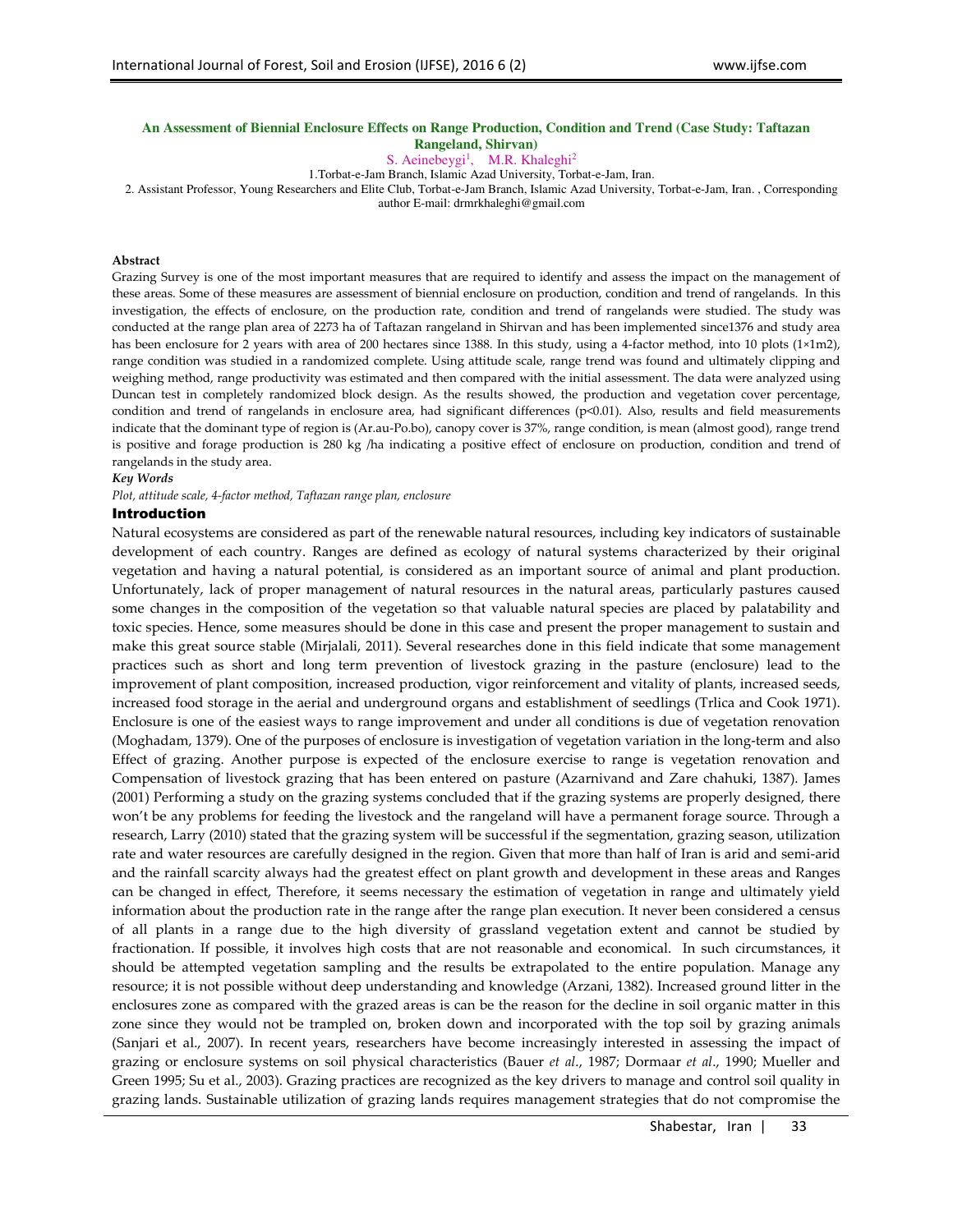# An Assessment of Biennial Enclosure Effects on Range Production, Condition and Trend (Case Study: Taftazan Rangeland, Shirvan)

S. Aeinebeygi[1], M.R. Khaleghi[2]

1.Torbat-e-Jam Branch, Islamic Azad University, Torbat-e-Jam, Iran.

2. Assistant Professor, Young Researchers and Elite Club, Torbat-e-Jam Branch, Islamic Azad University, Torbat-e-Jam, Iran. , Corresponding author E-mail: drmrkhaleghi@gmail.com

**Abstract**

Grazing Survey is one of the most important measures that are required to identify and assess the impact on the management of these areas. Some of these measures are assessment of biennial enclosure on production, condition and trend of rangelands. In this investigation, the effects of enclosure, on the production rate, condition and trend of rangelands were studied. The study was conducted at the range plan area of 2273 ha of Taftazan rangeland in Shirvan and has been implemented since1376 and study area has been enclosure for 2 years with area of 200 hectares since 1388. In this study, using a 4-factor method, into 10 plots (1×1m2), range condition was studied in a randomized complete. Using attitude scale, range trend was found and ultimately clipping and weighing method, range productivity was estimated and then compared with the initial assessment. The data were analyzed using Duncan test in completely randomized block design. As the results showed, the production and vegetation cover percentage, condition and trend of rangelands in enclosure area, had significant differences ($p<0.01$). Also, results and field measurements indicate that the dominant type of region is (Ar.au-Po.bo), canopy cover is 37%, range condition, is mean (almost good), range trend is positive and forage production is 280 kg /ha indicating a positive effect of enclosure on production, condition and trend of rangelands in the study area.

***Key Words***

*Plot, attitude scale, 4-factor method, Taftazan range plan, enclosure*

## Introduction

Natural ecosystems are considered as part of the renewable natural resources, including key indicators of sustainable development of each country. Ranges are defined as ecology of natural systems characterized by their original vegetation and having a natural potential, is considered as an important source of animal and plant production. Unfortunately, lack of proper management of natural resources in the natural areas, particularly pastures caused some changes in the composition of the vegetation so that valuable natural species are placed by palatability and toxic species. Hence, some measures should be done in this case and present the proper management to sustain and make this great source stable (Mirjalali, 2011). Several researches done in this field indicate that some management practices such as short and long term prevention of livestock grazing in the pasture (enclosure) lead to the improvement of plant composition, increased production, vigor reinforcement and vitality of plants, increased seeds, increased food storage in the aerial and underground organs and establishment of seedlings (Trlica and Cook 1971). Enclosure is one of the easiest ways to range improvement and under all conditions is due of vegetation renovation (Moghadam, 1379). One of the purposes of enclosure is investigation of vegetation variation in the long-term and also Effect of grazing. Another purpose is expected of the enclosure exercise to range is vegetation renovation and Compensation of livestock grazing that has been entered on pasture (Azarnivand and Zare chahuki, 1387). James (2001) Performing a study on the grazing systems concluded that if the grazing systems are properly designed, there won't be any problems for feeding the livestock and the rangeland will have a permanent forage source. Through a research, Larry (2010) stated that the grazing system will be successful if the segmentation, grazing season, utilization rate and water resources are carefully designed in the region. Given that more than half of Iran is arid and semi-arid and the rainfall scarcity always had the greatest effect on plant growth and development in these areas and Ranges can be changed in effect, Therefore, it seems necessary the estimation of vegetation in range and ultimately yield information about the production rate in the range after the range plan execution. It never been considered a census of all plants in a range due to the high diversity of grassland vegetation extent and cannot be studied by fractionation. If possible, it involves high costs that are not reasonable and economical. In such circumstances, it should be attempted vegetation sampling and the results be extrapolated to the entire population. Manage any resource; it is not possible without deep understanding and knowledge (Arzani, 1382). Increased ground litter in the enclosures zone as compared with the grazed areas is can be the reason for the decline in soil organic matter in this zone since they would not be trampled on, broken down and incorporated with the top soil by grazing animals (Sanjari et al., 2007). In recent years, researchers have become increasingly interested in assessing the impact of grazing or enclosure systems on soil physical characteristics (Bauer *et al*., 1987; Dormaar *et al*., 1990; Mueller and Green 1995; Su et al., 2003). Grazing practices are recognized as the key drivers to manage and control soil quality in grazing lands. Sustainable utilization of grazing lands requires management strategies that do not compromise the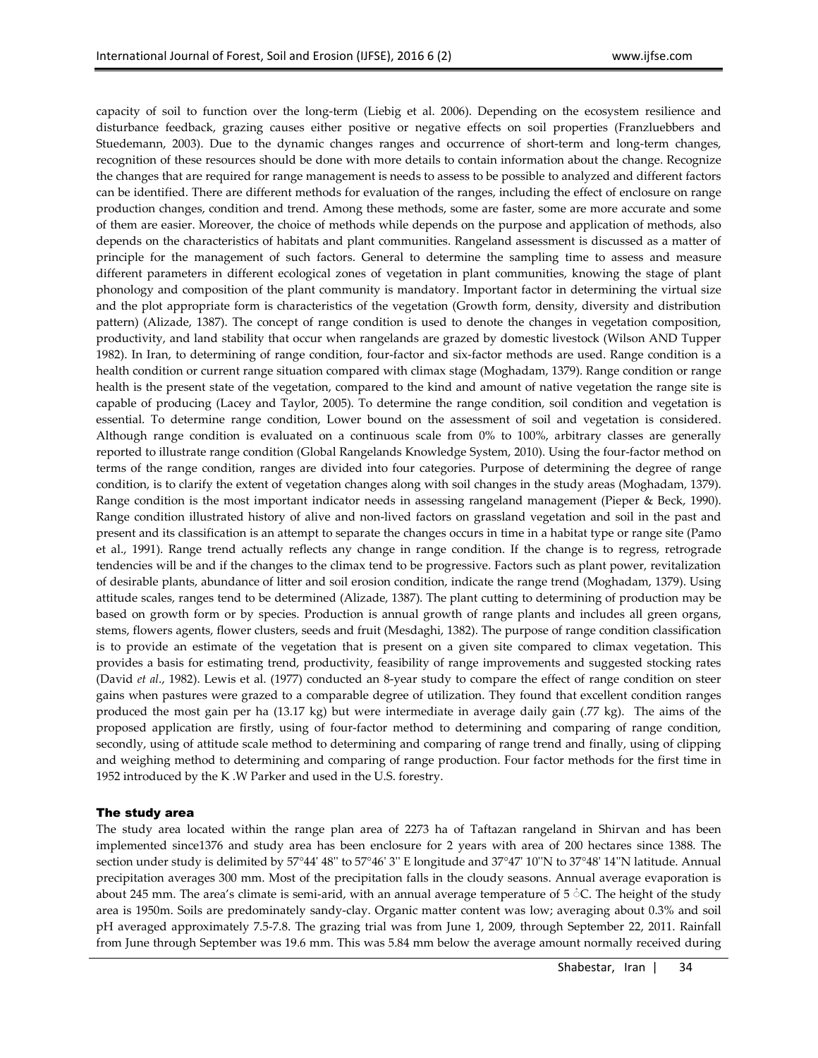capacity of soil to function over the long-term (Liebig et al. 2006). Depending on the ecosystem resilience and disturbance feedback, grazing causes either positive or negative effects on soil properties (Franzluebbers and Stuedemann, 2003). Due to the dynamic changes ranges and occurrence of short-term and long-term changes, recognition of these resources should be done with more details to contain information about the change. Recognize the changes that are required for range management is needs to assess to be possible to analyzed and different factors can be identified. There are different methods for evaluation of the ranges, including the effect of enclosure on range production changes, condition and trend. Among these methods, some are faster, some are more accurate and some of them are easier. Moreover, the choice of methods while depends on the purpose and application of methods, also depends on the characteristics of habitats and plant communities. Rangeland assessment is discussed as a matter of principle for the management of such factors. General to determine the sampling time to assess and measure different parameters in different ecological zones of vegetation in plant communities, knowing the stage of plant phonology and composition of the plant community is mandatory. Important factor in determining the virtual size and the plot appropriate form is characteristics of the vegetation (Growth form, density, diversity and distribution pattern) (Alizade, 1387). The concept of range condition is used to denote the changes in vegetation composition, productivity, and land stability that occur when rangelands are grazed by domestic livestock (Wilson AND Tupper 1982). In Iran, to determining of range condition, four-factor and six-factor methods are used. Range condition is a health condition or current range situation compared with climax stage (Moghadam, 1379). Range condition or range health is the present state of the vegetation, compared to the kind and amount of native vegetation the range site is capable of producing (Lacey and Taylor, 2005). To determine the range condition, soil condition and vegetation is essential. To determine range condition, Lower bound on the assessment of soil and vegetation is considered. Although range condition is evaluated on a continuous scale from 0% to 100%, arbitrary classes are generally reported to illustrate range condition (Global Rangelands Knowledge System, 2010). Using the four-factor method on terms of the range condition, ranges are divided into four categories. Purpose of determining the degree of range condition, is to clarify the extent of vegetation changes along with soil changes in the study areas (Moghadam, 1379). Range condition is the most important indicator needs in assessing rangeland management (Pieper & Beck, 1990). Range condition illustrated history of alive and non-lived factors on grassland vegetation and soil in the past and present and its classification is an attempt to separate the changes occurs in time in a habitat type or range site (Pamo et al., 1991). Range trend actually reflects any change in range condition. If the change is to regress, retrograde tendencies will be and if the changes to the climax tend to be progressive. Factors such as plant power, revitalization of desirable plants, abundance of litter and soil erosion condition, indicate the range trend (Moghadam, 1379). Using attitude scales, ranges tend to be determined (Alizade, 1387). The plant cutting to determining of production may be based on growth form or by species. Production is annual growth of range plants and includes all green organs, stems, flowers agents, flower clusters, seeds and fruit (Mesdaghi, 1382). The purpose of range condition classification is to provide an estimate of the vegetation that is present on a given site compared to climax vegetation. This provides a basis for estimating trend, productivity, feasibility of range improvements and suggested stocking rates (David *et al*., 1982). Lewis et al. (1977) conducted an 8-year study to compare the effect of range condition on steer gains when pastures were grazed to a comparable degree of utilization. They found that excellent condition ranges produced the most gain per ha (13.17 kg) but were intermediate in average daily gain (.77 kg). The aims of the proposed application are firstly, using of four-factor method to determining and comparing of range condition, secondly, using of attitude scale method to determining and comparing of range trend and finally, using of clipping and weighing method to determining and comparing of range production. Four factor methods for the first time in 1952 introduced by the K .W Parker and used in the U.S. forestry.

## The study area

The study area located within the range plan area of 2273 ha of Taftazan rangeland in Shirvan and has been implemented since1376 and study area has been enclosure for 2 years with area of 200 hectares since 1388. The section under study is delimited by 57°44' 48'' to 57°46' 3'' E longitude and 37°47' 10''N to 37°48' 14''N latitude. Annual precipitation averages 300 mm. Most of the precipitation falls in the cloudy seasons. Annual average evaporation is about 245 mm. The area's climate is semi-arid, with an annual average temperature of 5 °C. The height of the study area is 1950m. Soils are predominately sandy-clay. Organic matter content was low; averaging about 0.3% and soil pH averaged approximately 7.5-7.8. The grazing trial was from June 1, 2009, through September 22, 2011. Rainfall from June through September was 19.6 mm. This was 5.84 mm below the average amount normally received during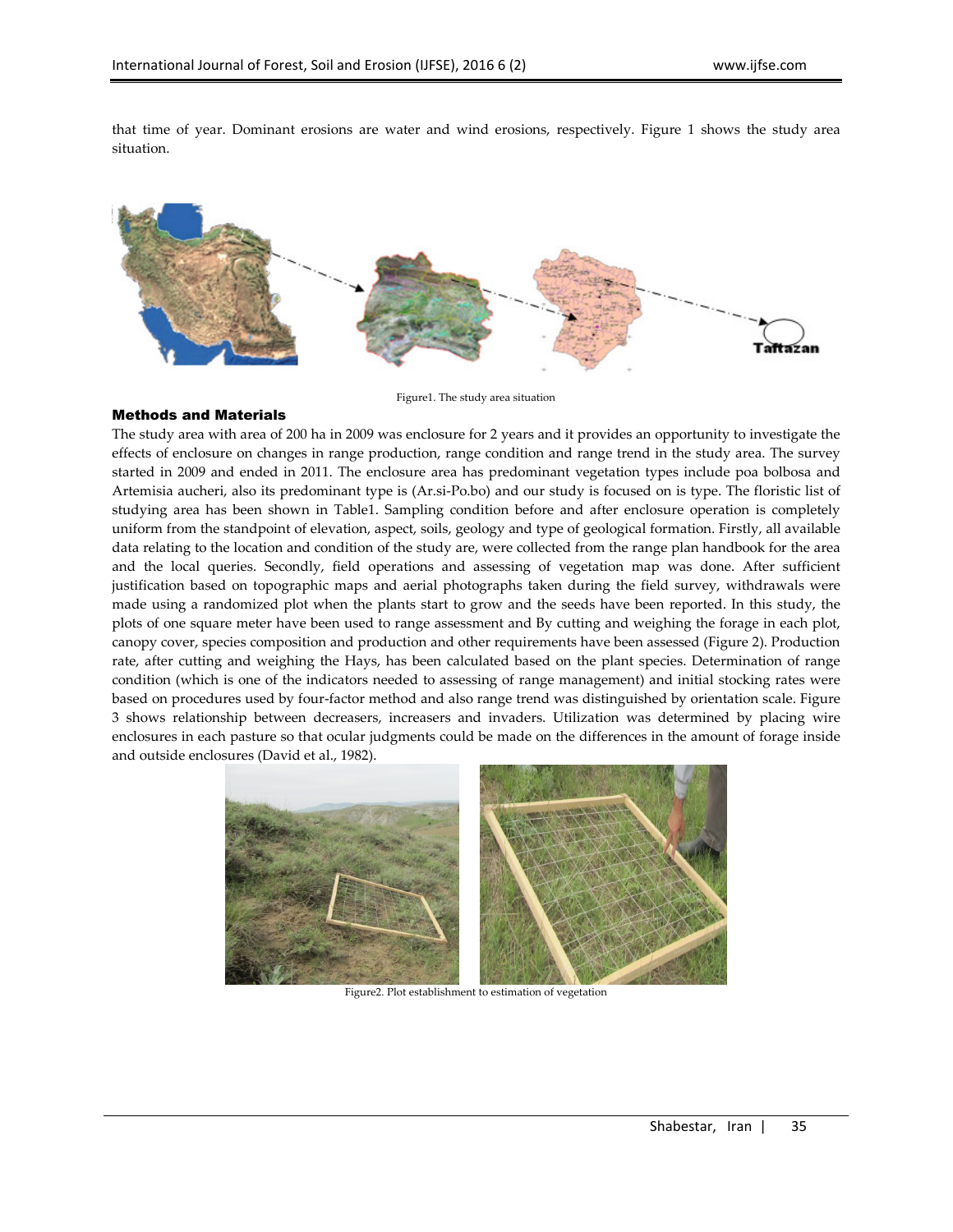that time of year. Dominant erosions are water and wind erosions, respectively. Figure 1 shows the study area situation.

Figure1. The study area situation

### Methods and Materials

The study area with area of 200 ha in 2009 was enclosure for 2 years and it provides an opportunity to investigate the effects of enclosure on changes in range production, range condition and range trend in the study area. The survey started in 2009 and ended in 2011. The enclosure area has predominant vegetation types include poa bolbosa and Artemisia aucheri, also its predominant type is (Ar.si-Po.bo) and our study is focused on is type. The floristic list of studying area has been shown in Table1. Sampling condition before and after enclosure operation is completely uniform from the standpoint of elevation, aspect, soils, geology and type of geological formation. Firstly, all available data relating to the location and condition of the study are, were collected from the range plan handbook for the area and the local queries. Secondly, field operations and assessing of vegetation map was done. After sufficient justification based on topographic maps and aerial photographs taken during the field survey, withdrawals were made using a randomized plot when the plants start to grow and the seeds have been reported. In this study, the plots of one square meter have been used to range assessment and By cutting and weighing the forage in each plot, canopy cover, species composition and production and other requirements have been assessed (Figure 2). Production rate, after cutting and weighing the Hays, has been calculated based on the plant species. Determination of range condition (which is one of the indicators needed to assessing of range management) and initial stocking rates were based on procedures used by four-factor method and also range trend was distinguished by orientation scale. Figure 3 shows relationship between decreasers, increasers and invaders. Utilization was determined by placing wire enclosures in each pasture so that ocular judgments could be made on the differences in the amount of forage inside and outside enclosures (David et al., 1982).

Figure2. Plot establishment to estimation of vegetation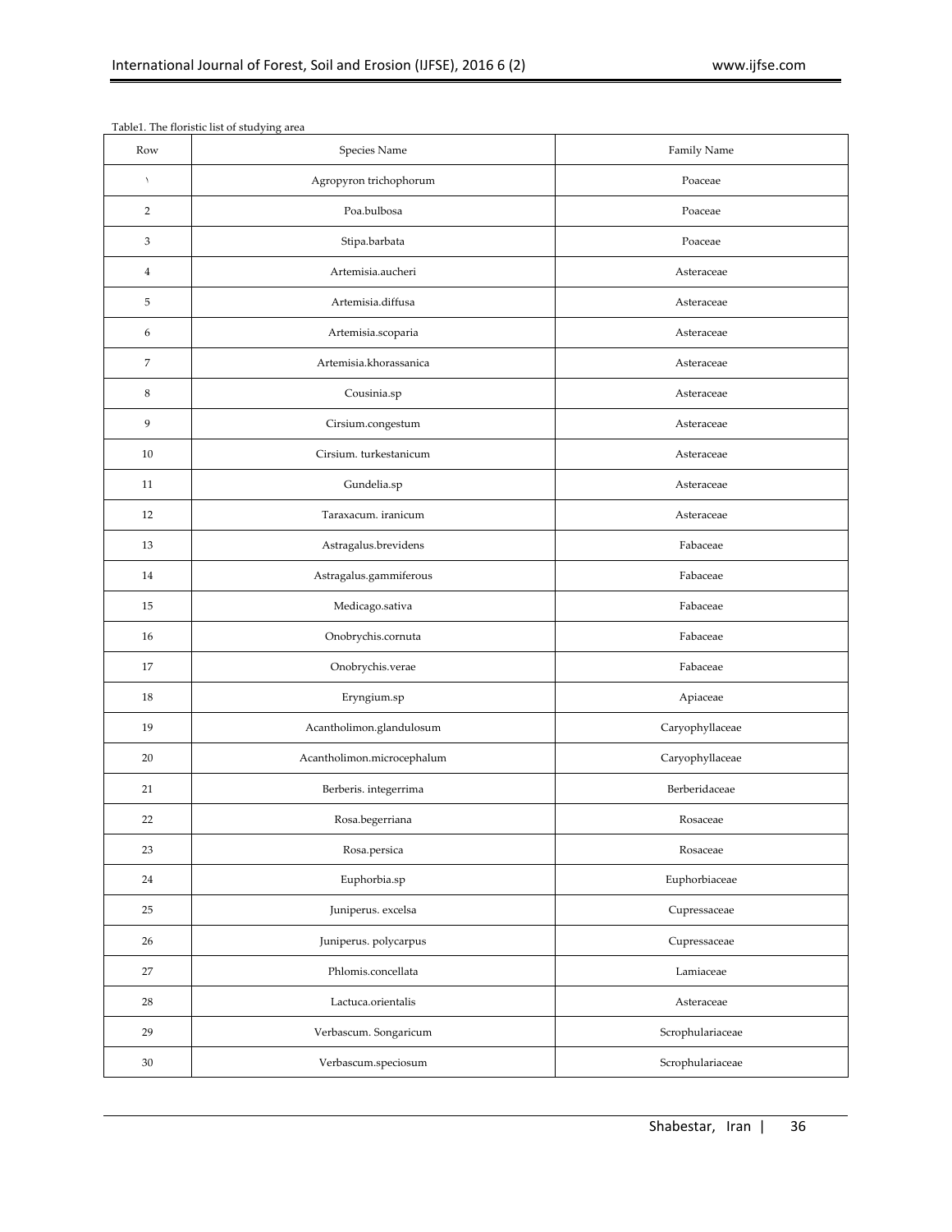Table1. The floristic list of studying area

| Row | Species Name | Family Name |
|---|---|---|
| ١ | Agropyron trichophorum | Poaceae |
| 2 | Poa.bulbosa | Poaceae |
| 3 | Stipa.barbata | Poaceae |
| 4 | Artemisia.aucheri | Asteraceae |
| 5 | Artemisia.diffusa | Asteraceae |
| 6 | Artemisia.scoparia | Asteraceae |
| 7 | Artemisia.khorassanica | Asteraceae |
| 8 | Cousinia.sp | Asteraceae |
| 9 | Cirsium.congestum | Asteraceae |
| 10 | Cirsium. turkestanicum | Asteraceae |
| 11 | Gundelia.sp | Asteraceae |
| 12 | Taraxacum. iranicum | Asteraceae |
| 13 | Astragalus.brevidens | Fabaceae |
| 14 | Astragalus.gammiferous | Fabaceae |
| 15 | Medicago.sativa | Fabaceae |
| 16 | Onobrychis.cornuta | Fabaceae |
| 17 | Onobrychis.verae | Fabaceae |
| 18 | Eryngium.sp | Apiaceae |
| 19 | Acantholimon.glandulosum | Caryophyllaceae |
| 20 | Acantholimon.microcephalum | Caryophyllaceae |
| 21 | Berberis. integerrima | Berberidaceae |
| 22 | Rosa.begerriana | Rosaceae |
| 23 | Rosa.persica | Rosaceae |
| 24 | Euphorbia.sp | Euphorbiaceae |
| 25 | Juniperus. excelsa | Cupressaceae |
| 26 | Juniperus. polycarpus | Cupressaceae |
| 27 | Phlomis.concellata | Lamiaceae |
| 28 | Lactuca.orientalis | Asteraceae |
| 29 | Verbascum. Songaricum | Scrophulariaceae |
| 30 | Verbascum.speciosum | Scrophulariaceae |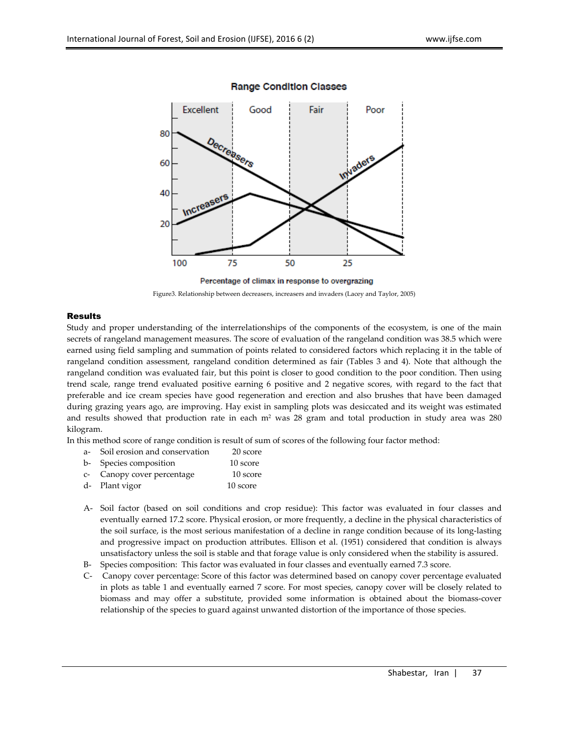Figure3. Relationship between decreasers, increasers and invaders (Lacey and Taylor, 2005)

## Results

Study and proper understanding of the interrelationships of the components of the ecosystem, is one of the main secrets of rangeland management measures. The score of evaluation of the rangeland condition was 38.5 which were earned using field sampling and summation of points related to considered factors which replacing it in the table of rangeland condition assessment, rangeland condition determined as fair (Tables 3 and 4). Note that although the rangeland condition was evaluated fair, but this point is closer to good condition to the poor condition. Then using trend scale, range trend evaluated positive earning 6 positive and 2 negative scores, with regard to the fact that preferable and ice cream species have good regeneration and erection and also brushes that have been damaged during grazing years ago, are improving. Hay exist in sampling plots was desiccated and its weight was estimated and results showed that production rate in each m$^2$ was 28 gram and total production in study area was 280 kilogram.

In this method score of range condition is result of sum of scores of the following four factor method:

a- Soil erosion and conservation 20 score
b- Species composition 10 score
c- Canopy cover percentage 10 score
d- Plant vigor 10 score

A- Soil factor (based on soil conditions and crop residue): This factor was evaluated in four classes and eventually earned 17.2 score. Physical erosion, or more frequently, a decline in the physical characteristics of the soil surface, is the most serious manifestation of a decline in range condition because of its long-lasting and progressive impact on production attributes. Ellison et al. (1951) considered that condition is always unsatisfactory unless the soil is stable and that forage value is only considered when the stability is assured.

B- Species composition: This factor was evaluated in four classes and eventually earned 7.3 score.

C- Canopy cover percentage: Score of this factor was determined based on canopy cover percentage evaluated in plots as table 1 and eventually earned 7 score. For most species, canopy cover will be closely related to biomass and may offer a substitute, provided some information is obtained about the biomass-cover relationship of the species to guard against unwanted distortion of the importance of those species.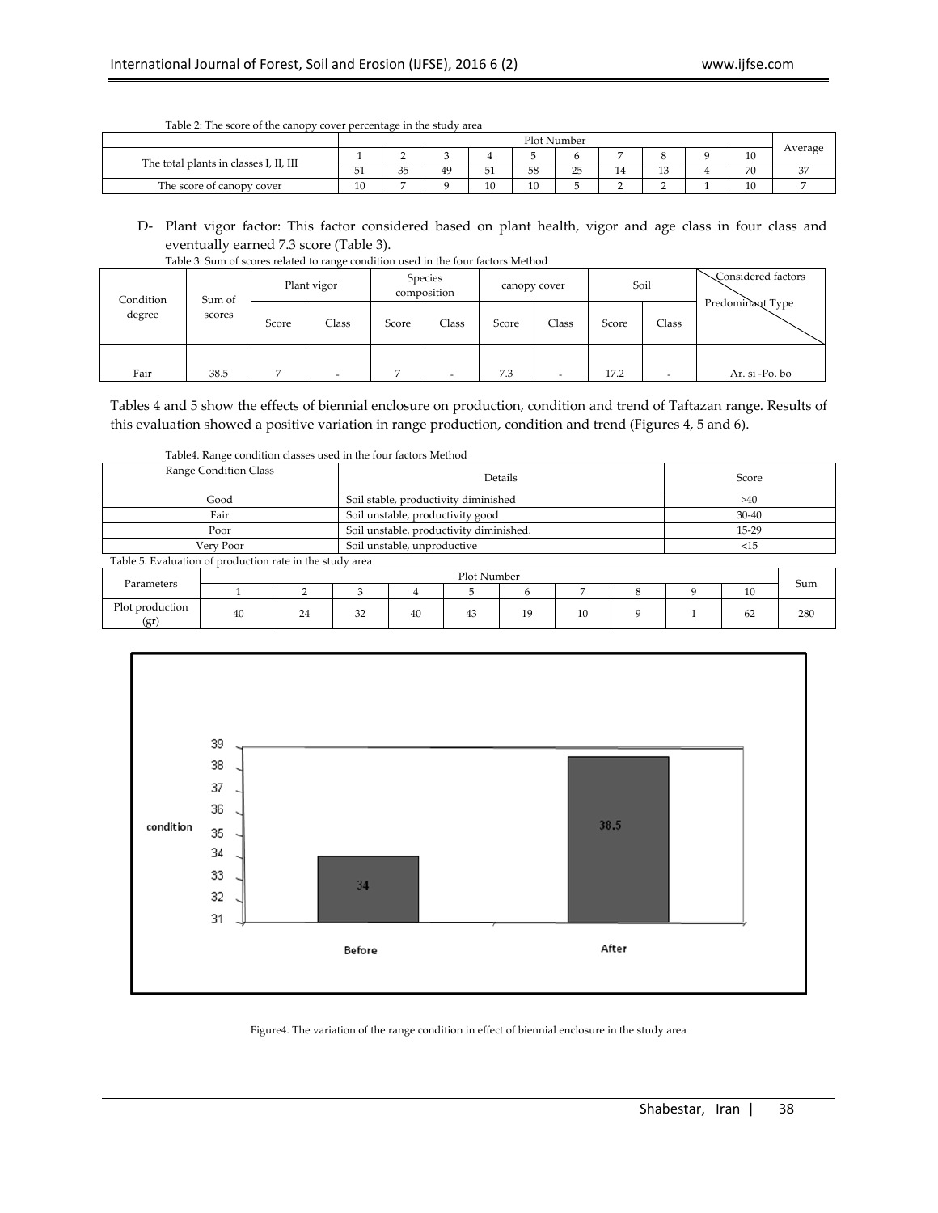Table 2: The score of the canopy cover percentage in the study area

| | Plot Number | | | | | | | | | | Average |
|---|---|---|---|---|---|---|---|---|---|---|---|
| The total plants in classes I, II, III | 1 | 2 | 3 | 4 | 5 | 6 | 7 | 8 | 9 | 10 | |
| | 51 | 35 | 49 | 51 | 58 | 25 | 14 | 13 | 4 | 70 | 37 |
| The score of canopy cover | 10 | 7 | 9 | 10 | 10 | 5 | 2 | 2 | 1 | 10 | 7 |

D- Plant vigor factor: This factor considered based on plant health, vigor and age class in four class and eventually earned 7.3 score (Table 3).

Table 3: Sum of scores related to range condition used in the four factors Method

| Condition degree | Sum of scores | Plant vigor | | Species composition | | canopy cover | | Soil | | Considered factors / Predominant Type |
|---|---|---|---|---|---|---|---|---|---|---|
| | | Score | Class | Score | Class | Score | Class | Score | Class | |
| Fair | 38.5 | 7 | - | 7 | - | 7.3 | - | 17.2 | - | Ar. si -Po. bo |

Tables 4 and 5 show the effects of biennial enclosure on production, condition and trend of Taftazan range. Results of this evaluation showed a positive variation in range production, condition and trend (Figures 4, 5 and 6).

Table4. Range condition classes used in the four factors Method

| Range Condition Class | Details | Score |
|---|---|---|
| Good | Soil stable, productivity diminished | >40 |
| Fair | Soil unstable, productivity good | 30-40 |
| Poor | Soil unstable, productivity diminished. | 15-29 |
| Very Poor | Soil unstable, unproductive | <15 |

Table 5. Evaluation of production rate in the study area

| Parameters | Plot Number | | | | | | | | | | Sum |
|---|---|---|---|---|---|---|---|---|---|---|---|
| | 1 | 2 | 3 | 4 | 5 | 6 | 7 | 8 | 9 | 10 | |
| Plot production (gr) | 40 | 24 | 32 | 40 | 43 | 19 | 10 | 9 | 1 | 62 | 280 |

Figure4. The variation of the range condition in effect of biennial enclosure in the study area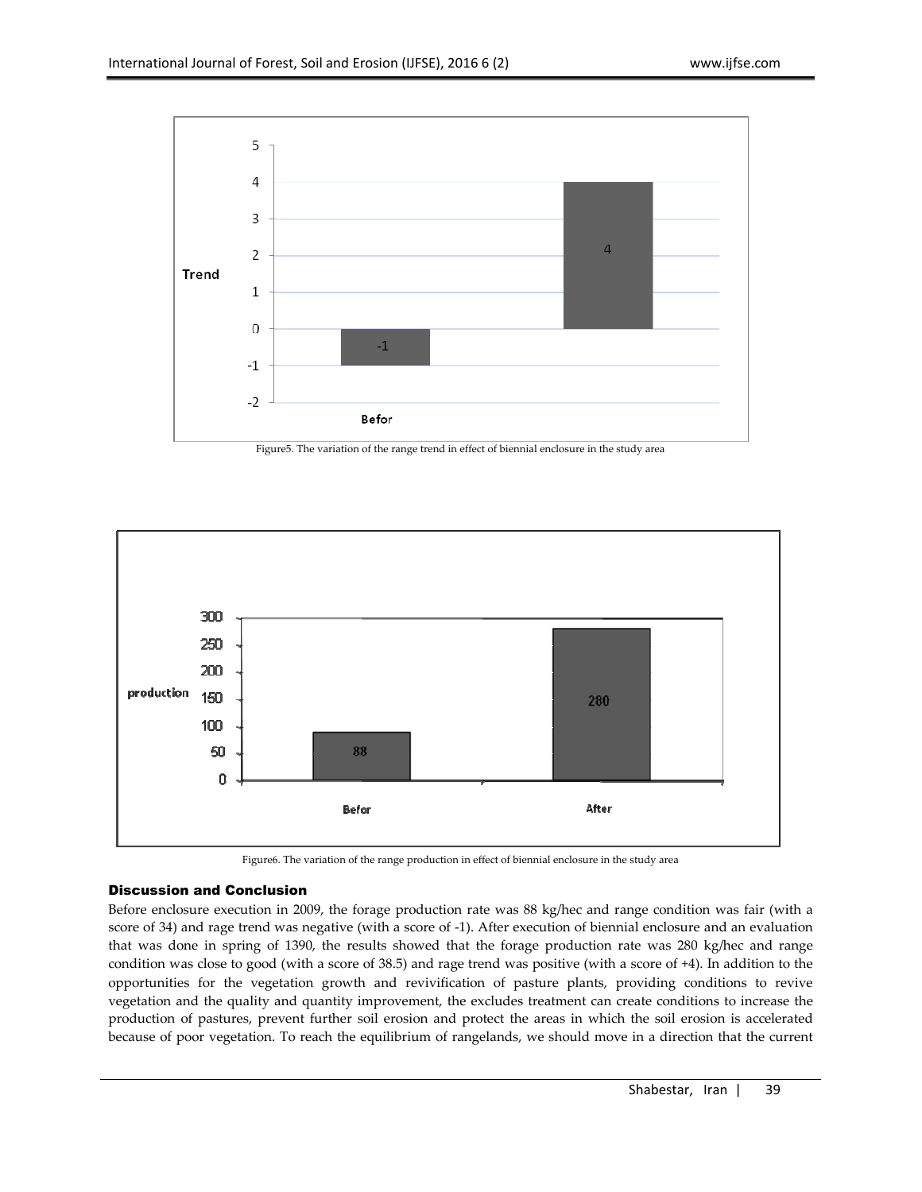Figure5. The variation of the range trend in effect of biennial enclosure in the study area

Figure6. The variation of the range production in effect of biennial enclosure in the study area

## Discussion and Conclusion

Before enclosure execution in 2009, the forage production rate was 88 kg/hec and range condition was fair (with a score of 34) and rage trend was negative (with a score of -1). After execution of biennial enclosure and an evaluation that was done in spring of 1390, the results showed that the forage production rate was 280 kg/hec and range condition was close to good (with a score of 38.5) and rage trend was positive (with a score of +4). In addition to the opportunities for the vegetation growth and revivification of pasture plants, providing conditions to revive vegetation and the quality and quantity improvement, the excludes treatment can create conditions to increase the production of pastures, prevent further soil erosion and protect the areas in which the soil erosion is accelerated because of poor vegetation. To reach the equilibrium of rangelands, we should move in a direction that the current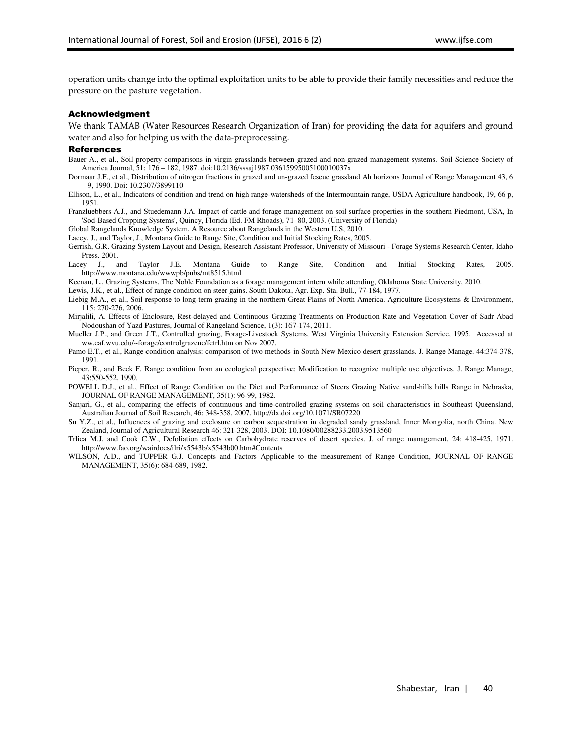operation units change into the optimal exploitation units to be able to provide their family necessities and reduce the pressure on the pasture vegetation.

## Acknowledgment

We thank TAMAB (Water Resources Research Organization of Iran) for providing the data for aquifers and ground water and also for helping us with the data-preprocessing.

## References

Bauer A., et al., Soil property comparisons in virgin grasslands between grazed and non-grazed management systems. Soil Science Society of America Journal, 51: 176 – 182, 1987. doi:10.2136/sssaj1987.03615995005100010037x

Dormaar J.F., et al., Distribution of nitrogen fractions in grazed and un-grazed fescue grassland Ah horizons Journal of Range Management 43, 6 – 9, 1990. Doi: 10.2307/3899110

Ellison, L., et al., Indicators of condition and trend on high range-watersheds of the Intermountain range, USDA Agriculture handbook, 19, 66 p, 1951.

Franzluebbers A.J., and Stuedemann J.A. Impact of cattle and forage management on soil surface properties in the southern Piedmont, USA, In 'Sod-Based Cropping Systems', Quincy, Florida (Ed. FM Rhoads), 71–80, 2003. (University of Florida)

Global Rangelands Knowledge System, A Resource about Rangelands in the Western U.S, 2010.

Lacey, J., and Taylor, J., Montana Guide to Range Site, Condition and Initial Stocking Rates, 2005.

Gerrish, G.R. Grazing System Layout and Design, Research Assistant Professor, University of Missouri - Forage Systems Research Center, Idaho Press. 2001.

Lacey J., and Taylor J.E. Montana Guide to Range Site, Condition and Initial Stocking Rates, 2005. http://www.montana.edu/wwwpb/pubs/mt8515.html

Keenan, L., Grazing Systems, The Noble Foundation as a forage management intern while attending, Oklahoma State University, 2010.

Lewis, J.K., et al., Effect of range condition on steer gains. South Dakota, Agr. Exp. Sta. Bull., 77-184, 1977.

Liebig M.A., et al., Soil response to long-term grazing in the northern Great Plains of North America. Agriculture Ecosystems & Environment, 115: 270-276, 2006.

Mirjalili, A. Effects of Enclosure, Rest-delayed and Continuous Grazing Treatments on Production Rate and Vegetation Cover of Sadr Abad Nodoushan of Yazd Pastures, Journal of Rangeland Science, 1(3): 167-174, 2011.

Mueller J.P., and Green J.T., Controlled grazing, Forage-Livestock Systems, West Virginia University Extension Service, 1995. Accessed at ww.caf.wvu.edu/~forage/controlgrazenc/fctrl.htm on Nov 2007.

Pamo E.T., et al., Range condition analysis: comparison of two methods in South New Mexico desert grasslands. J. Range Manage. 44:374-378, 1991.

Pieper, R., and Beck F. Range condition from an ecological perspective: Modification to recognize multiple use objectives. J. Range Manage, 43:550-552, 1990.

POWELL D.J., et al., Effect of Range Condition on the Diet and Performance of Steers Grazing Native sand-hills hills Range in Nebraska, JOURNAL OF RANGE MANAGEMENT, 35(1): 96-99, 1982.

Sanjari, G., et al., comparing the effects of continuous and time-controlled grazing systems on soil characteristics in Southeast Queensland, Australian Journal of Soil Research, 46: 348-358, 2007. http://dx.doi.org/10.1071/SR07220

Su Y.Z., et al., Influences of grazing and exclosure on carbon sequestration in degraded sandy grassland, Inner Mongolia, north China. New Zealand, Journal of Agricultural Research 46: 321-328, 2003. DOI: 10.1080/00288233.2003.9513560

Trlica M.J. and Cook C.W., Defoliation effects on Carbohydrate reserves of desert species. J. of range management, 24: 418-425, 1971. http://www.fao.org/wairdocs/ilri/x5543b/x5543b00.htm#Contents

WILSON, A.D., and TUPPER G.J. Concepts and Factors Applicable to the measurement of Range Condition, JOURNAL OF RANGE MANAGEMENT, 35(6): 684-689, 1982.